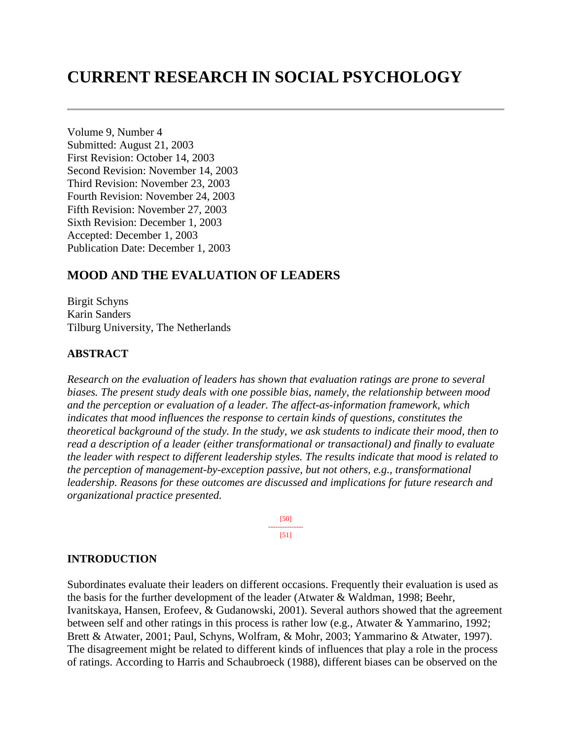# CURRENT RESEARCH IN SOCIAL PSYCHOLOGY

Volume 9, Number 4
Submitted: August 21, 2003
First Revision: October 14, 2003
Second Revision: November 14, 2003
Third Revision: November 23, 2003
Fourth Revision: November 24, 2003
Fifth Revision: November 27, 2003
Sixth Revision: December 1, 2003
Accepted: December 1, 2003
Publication Date: December 1, 2003

## MOOD AND THE EVALUATION OF LEADERS

Birgit Schyns
Karin Sanders
Tilburg University, The Netherlands

### ABSTRACT

*Research on the evaluation of leaders has shown that evaluation ratings are prone to several biases. The present study deals with one possible bias, namely, the relationship between mood and the perception or evaluation of a leader. The affect-as-information framework, which indicates that mood influences the response to certain kinds of questions, constitutes the theoretical background of the study. In the study, we ask students to indicate their mood, then to read a description of a leader (either transformational or transactional) and finally to evaluate the leader with respect to different leadership styles. The results indicate that mood is related to the perception of management-by-exception passive, but not others, e.g., transformational leadership. Reasons for these outcomes are discussed and implications for future research and organizational practice presented.*

[50]
---------------
[51]

### INTRODUCTION

Subordinates evaluate their leaders on different occasions. Frequently their evaluation is used as the basis for the further development of the leader (Atwater & Waldman, 1998; Beehr, Ivanitskaya, Hansen, Erofeev, & Gudanowski, 2001). Several authors showed that the agreement between self and other ratings in this process is rather low (e.g., Atwater & Yammarino, 1992; Brett & Atwater, 2001; Paul, Schyns, Wolfram, & Mohr, 2003; Yammarino & Atwater, 1997). The disagreement might be related to different kinds of influences that play a role in the process of ratings. According to Harris and Schaubroeck (1988), different biases can be observed on the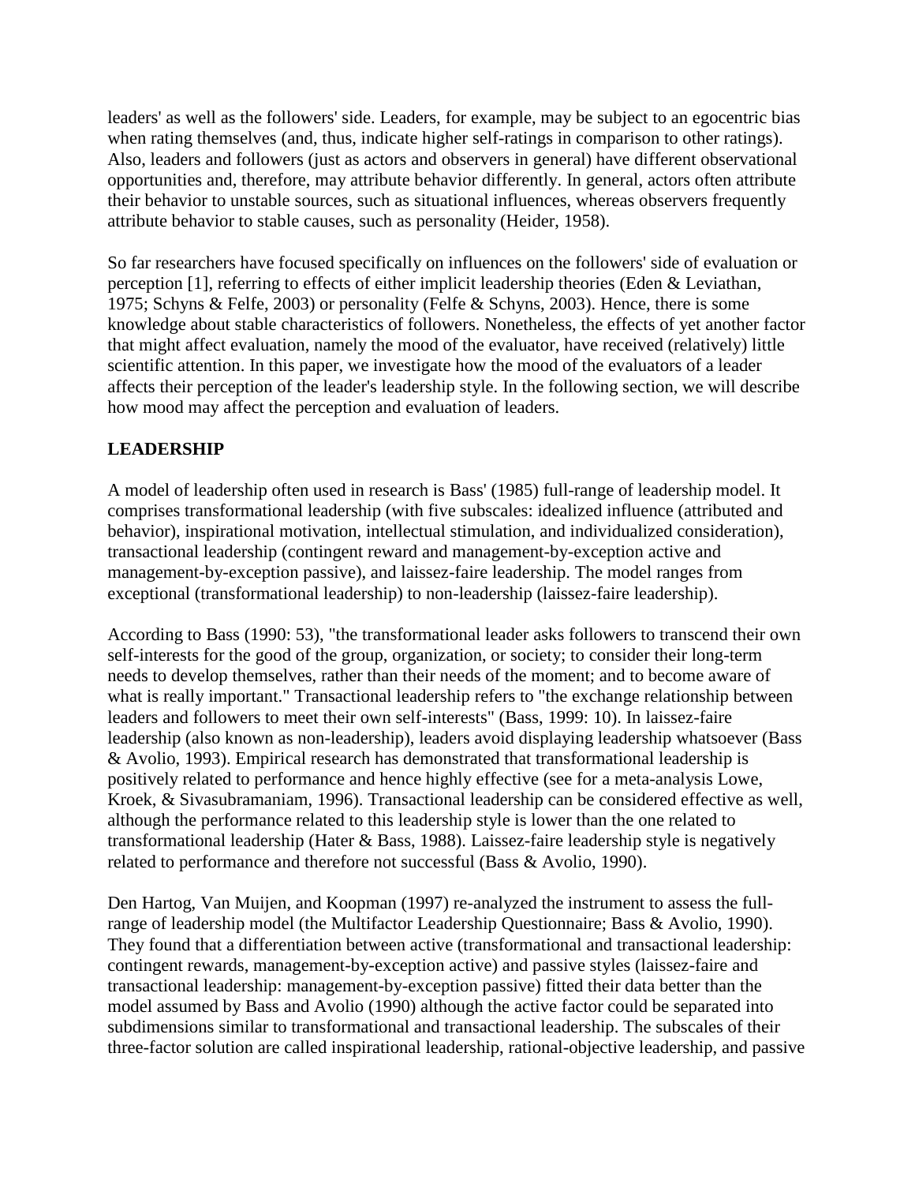leaders' as well as the followers' side. Leaders, for example, may be subject to an egocentric bias when rating themselves (and, thus, indicate higher self-ratings in comparison to other ratings). Also, leaders and followers (just as actors and observers in general) have different observational opportunities and, therefore, may attribute behavior differently. In general, actors often attribute their behavior to unstable sources, such as situational influences, whereas observers frequently attribute behavior to stable causes, such as personality (Heider, 1958).

So far researchers have focused specifically on influences on the followers' side of evaluation or perception [1], referring to effects of either implicit leadership theories (Eden & Leviathan, 1975; Schyns & Felfe, 2003) or personality (Felfe & Schyns, 2003). Hence, there is some knowledge about stable characteristics of followers. Nonetheless, the effects of yet another factor that might affect evaluation, namely the mood of the evaluator, have received (relatively) little scientific attention. In this paper, we investigate how the mood of the evaluators of a leader affects their perception of the leader's leadership style. In the following section, we will describe how mood may affect the perception and evaluation of leaders.

## LEADERSHIP

A model of leadership often used in research is Bass' (1985) full-range of leadership model. It comprises transformational leadership (with five subscales: idealized influence (attributed and behavior), inspirational motivation, intellectual stimulation, and individualized consideration), transactional leadership (contingent reward and management-by-exception active and management-by-exception passive), and laissez-faire leadership. The model ranges from exceptional (transformational leadership) to non-leadership (laissez-faire leadership).

According to Bass (1990: 53), "the transformational leader asks followers to transcend their own self-interests for the good of the group, organization, or society; to consider their long-term needs to develop themselves, rather than their needs of the moment; and to become aware of what is really important." Transactional leadership refers to "the exchange relationship between leaders and followers to meet their own self-interests" (Bass, 1999: 10). In laissez-faire leadership (also known as non-leadership), leaders avoid displaying leadership whatsoever (Bass & Avolio, 1993). Empirical research has demonstrated that transformational leadership is positively related to performance and hence highly effective (see for a meta-analysis Lowe, Kroek, & Sivasubramaniam, 1996). Transactional leadership can be considered effective as well, although the performance related to this leadership style is lower than the one related to transformational leadership (Hater & Bass, 1988). Laissez-faire leadership style is negatively related to performance and therefore not successful (Bass & Avolio, 1990).

Den Hartog, Van Muijen, and Koopman (1997) re-analyzed the instrument to assess the full-range of leadership model (the Multifactor Leadership Questionnaire; Bass & Avolio, 1990). They found that a differentiation between active (transformational and transactional leadership: contingent rewards, management-by-exception active) and passive styles (laissez-faire and transactional leadership: management-by-exception passive) fitted their data better than the model assumed by Bass and Avolio (1990) although the active factor could be separated into subdimensions similar to transformational and transactional leadership. The subscales of their three-factor solution are called inspirational leadership, rational-objective leadership, and passive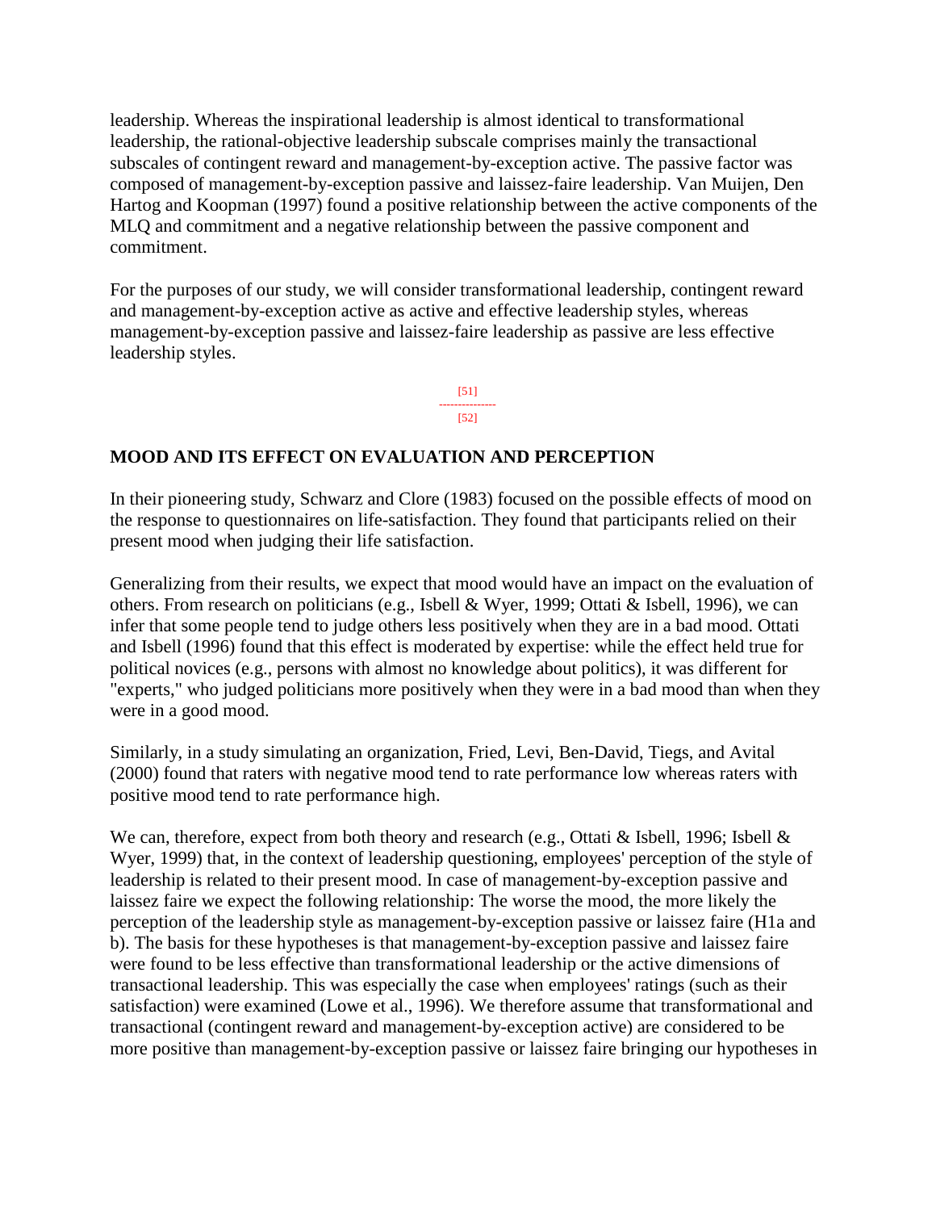leadership. Whereas the inspirational leadership is almost identical to transformational leadership, the rational-objective leadership subscale comprises mainly the transactional subscales of contingent reward and management-by-exception active. The passive factor was composed of management-by-exception passive and laissez-faire leadership. Van Muijen, Den Hartog and Koopman (1997) found a positive relationship between the active components of the MLQ and commitment and a negative relationship between the passive component and commitment.

For the purposes of our study, we will consider transformational leadership, contingent reward and management-by-exception active as active and effective leadership styles, whereas management-by-exception passive and laissez-faire leadership as passive are less effective leadership styles.

## MOOD AND ITS EFFECT ON EVALUATION AND PERCEPTION

In their pioneering study, Schwarz and Clore (1983) focused on the possible effects of mood on the response to questionnaires on life-satisfaction. They found that participants relied on their present mood when judging their life satisfaction.

Generalizing from their results, we expect that mood would have an impact on the evaluation of others. From research on politicians (e.g., Isbell & Wyer, 1999; Ottati & Isbell, 1996), we can infer that some people tend to judge others less positively when they are in a bad mood. Ottati and Isbell (1996) found that this effect is moderated by expertise: while the effect held true for political novices (e.g., persons with almost no knowledge about politics), it was different for "experts," who judged politicians more positively when they were in a bad mood than when they were in a good mood.

Similarly, in a study simulating an organization, Fried, Levi, Ben-David, Tiegs, and Avital (2000) found that raters with negative mood tend to rate performance low whereas raters with positive mood tend to rate performance high.

We can, therefore, expect from both theory and research (e.g., Ottati & Isbell, 1996; Isbell & Wyer, 1999) that, in the context of leadership questioning, employees' perception of the style of leadership is related to their present mood. In case of management-by-exception passive and laissez faire we expect the following relationship: The worse the mood, the more likely the perception of the leadership style as management-by-exception passive or laissez faire (H1a and b). The basis for these hypotheses is that management-by-exception passive and laissez faire were found to be less effective than transformational leadership or the active dimensions of transactional leadership. This was especially the case when employees' ratings (such as their satisfaction) were examined (Lowe et al., 1996). We therefore assume that transformational and transactional (contingent reward and management-by-exception active) are considered to be more positive than management-by-exception passive or laissez faire bringing our hypotheses in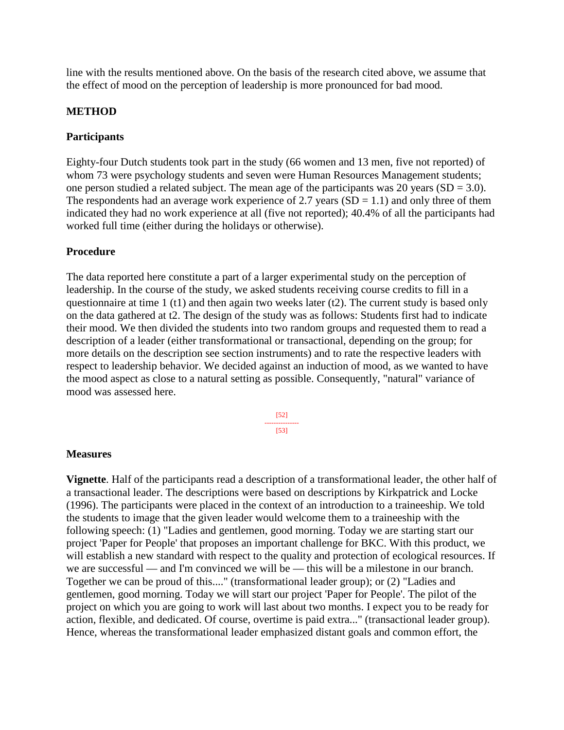line with the results mentioned above. On the basis of the research cited above, we assume that the effect of mood on the perception of leadership is more pronounced for bad mood.

## METHOD

### Participants

Eighty-four Dutch students took part in the study (66 women and 13 men, five not reported) of whom 73 were psychology students and seven were Human Resources Management students; one person studied a related subject. The mean age of the participants was 20 years (SD = 3.0). The respondents had an average work experience of 2.7 years (SD = 1.1) and only three of them indicated they had no work experience at all (five not reported); 40.4% of all the participants had worked full time (either during the holidays or otherwise).

### Procedure

The data reported here constitute a part of a larger experimental study on the perception of leadership. In the course of the study, we asked students receiving course credits to fill in a questionnaire at time 1 (t1) and then again two weeks later (t2). The current study is based only on the data gathered at t2. The design of the study was as follows: Students first had to indicate their mood. We then divided the students into two random groups and requested them to read a description of a leader (either transformational or transactional, depending on the group; for more details on the description see section instruments) and to rate the respective leaders with respect to leadership behavior. We decided against an induction of mood, as we wanted to have the mood aspect as close to a natural setting as possible. Consequently, "natural" variance of mood was assessed here.

### Measures

**Vignette**. Half of the participants read a description of a transformational leader, the other half of a transactional leader. The descriptions were based on descriptions by Kirkpatrick and Locke (1996). The participants were placed in the context of an introduction to a traineeship. We told the students to image that the given leader would welcome them to a traineeship with the following speech: (1) "Ladies and gentlemen, good morning. Today we are starting start our project 'Paper for People' that proposes an important challenge for BKC. With this product, we will establish a new standard with respect to the quality and protection of ecological resources. If we are successful — and I'm convinced we will be — this will be a milestone in our branch. Together we can be proud of this...." (transformational leader group); or (2) "Ladies and gentlemen, good morning. Today we will start our project 'Paper for People'. The pilot of the project on which you are going to work will last about two months. I expect you to be ready for action, flexible, and dedicated. Of course, overtime is paid extra..." (transactional leader group). Hence, whereas the transformational leader emphasized distant goals and common effort, the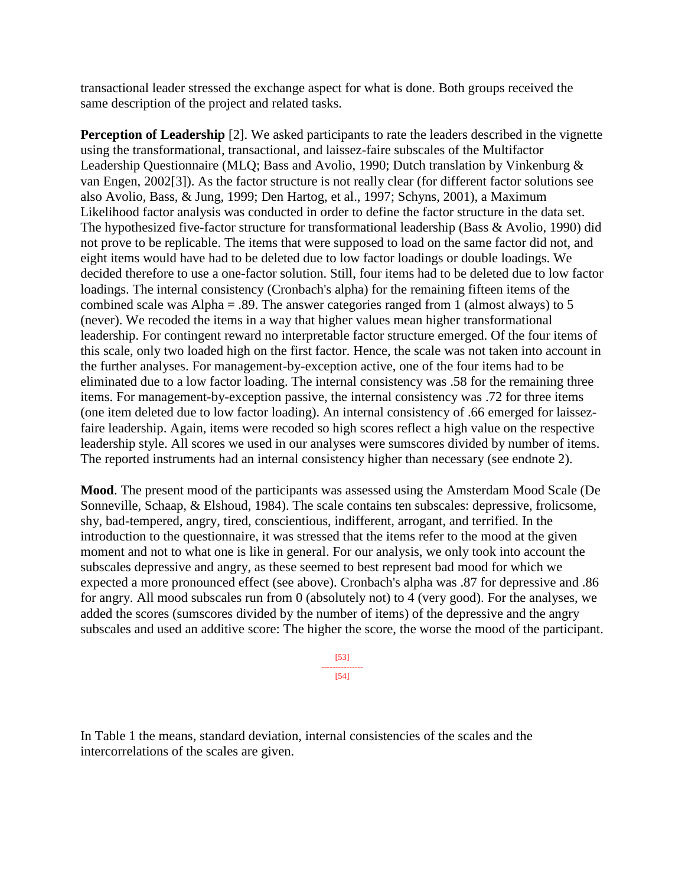transactional leader stressed the exchange aspect for what is done. Both groups received the same description of the project and related tasks.

**Perception of Leadership** [2]. We asked participants to rate the leaders described in the vignette using the transformational, transactional, and laissez-faire subscales of the Multifactor Leadership Questionnaire (MLQ; Bass and Avolio, 1990; Dutch translation by Vinkenburg & van Engen, 2002[3]). As the factor structure is not really clear (for different factor solutions see also Avolio, Bass, & Jung, 1999; Den Hartog, et al., 1997; Schyns, 2001), a Maximum Likelihood factor analysis was conducted in order to define the factor structure in the data set. The hypothesized five-factor structure for transformational leadership (Bass & Avolio, 1990) did not prove to be replicable. The items that were supposed to load on the same factor did not, and eight items would have had to be deleted due to low factor loadings or double loadings. We decided therefore to use a one-factor solution. Still, four items had to be deleted due to low factor loadings. The internal consistency (Cronbach's alpha) for the remaining fifteen items of the combined scale was Alpha = .89. The answer categories ranged from 1 (almost always) to 5 (never). We recoded the items in a way that higher values mean higher transformational leadership. For contingent reward no interpretable factor structure emerged. Of the four items of this scale, only two loaded high on the first factor. Hence, the scale was not taken into account in the further analyses. For management-by-exception active, one of the four items had to be eliminated due to a low factor loading. The internal consistency was .58 for the remaining three items. For management-by-exception passive, the internal consistency was .72 for three items (one item deleted due to low factor loading). An internal consistency of .66 emerged for laissez-faire leadership. Again, items were recoded so high scores reflect a high value on the respective leadership style. All scores we used in our analyses were sumscores divided by number of items. The reported instruments had an internal consistency higher than necessary (see endnote 2).

**Mood**. The present mood of the participants was assessed using the Amsterdam Mood Scale (De Sonneville, Schaap, & Elshoud, 1984). The scale contains ten subscales: depressive, frolicsome, shy, bad-tempered, angry, tired, conscientious, indifferent, arrogant, and terrified. In the introduction to the questionnaire, it was stressed that the items refer to the mood at the given moment and not to what one is like in general. For our analysis, we only took into account the subscales depressive and angry, as these seemed to best represent bad mood for which we expected a more pronounced effect (see above). Cronbach's alpha was .87 for depressive and .86 for angry. All mood subscales run from 0 (absolutely not) to 4 (very good). For the analyses, we added the scores (sumscores divided by the number of items) of the depressive and the angry subscales and used an additive score: The higher the score, the worse the mood of the participant.

In Table 1 the means, standard deviation, internal consistencies of the scales and the intercorrelations of the scales are given.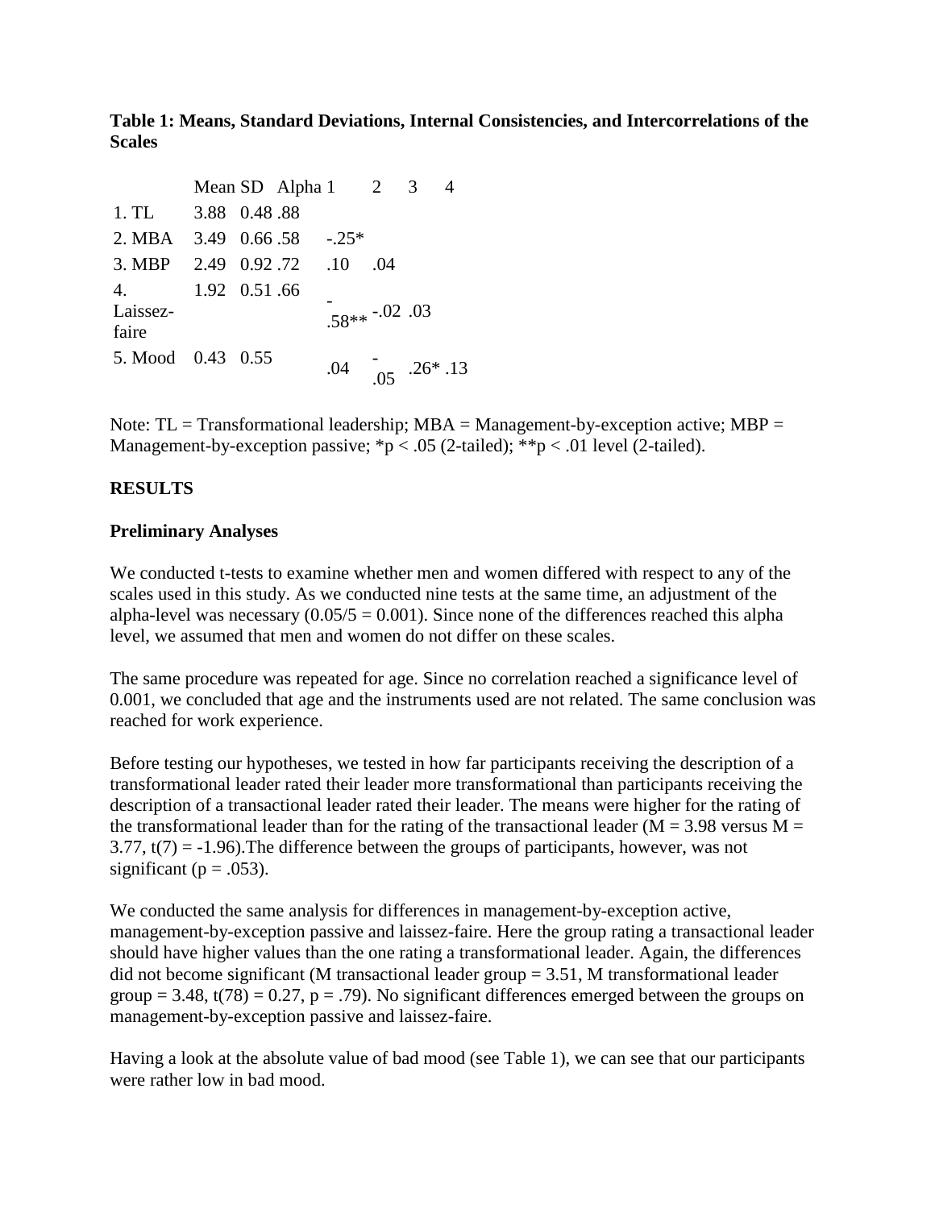**Table 1: Means, Standard Deviations, Internal Consistencies, and Intercorrelations of the Scales**

| | Mean | SD | Alpha | 1 | 2 | 3 | 4 |
|---|---|---|---|---|---|---|---|
| 1. TL | 3.88 | 0.48 | .88 | | | | |
| 2. MBA | 3.49 | 0.66 | .58 | -.25* | | | |
| 3. MBP | 2.49 | 0.92 | .72 | .10 | .04 | | |
| 4. Laissez-faire | 1.92 | 0.51 | .66 | -.58** | -.02 | .03 | |
| 5. Mood | 0.43 | 0.55 | | .04 | -.05 | .26* | .13 |

Note: TL = Transformational leadership; MBA = Management-by-exception active; MBP = Management-by-exception passive; \*$p < .05$ (2-tailed); \*\*$p < .01$ level (2-tailed).

## RESULTS

### Preliminary Analyses

We conducted t-tests to examine whether men and women differed with respect to any of the scales used in this study. As we conducted nine tests at the same time, an adjustment of the alpha-level was necessary ($0.05/5 = 0.001$). Since none of the differences reached this alpha level, we assumed that men and women do not differ on these scales.

The same procedure was repeated for age. Since no correlation reached a significance level of 0.001, we concluded that age and the instruments used are not related. The same conclusion was reached for work experience.

Before testing our hypotheses, we tested in how far participants receiving the description of a transformational leader rated their leader more transformational than participants receiving the description of a transactional leader rated their leader. The means were higher for the rating of the transformational leader than for the rating of the transactional leader ($M = 3.98$ versus $M = 3.77$, $t(7) = -1.96$).The difference between the groups of participants, however, was not significant ($p = .053$).

We conducted the same analysis for differences in management-by-exception active, management-by-exception passive and laissez-faire. Here the group rating a transactional leader should have higher values than the one rating a transformational leader. Again, the differences did not become significant (M transactional leader group = 3.51, M transformational leader group = 3.48, $t(78) = 0.27$, $p = .79$). No significant differences emerged between the groups on management-by-exception passive and laissez-faire.

Having a look at the absolute value of bad mood (see Table 1), we can see that our participants were rather low in bad mood.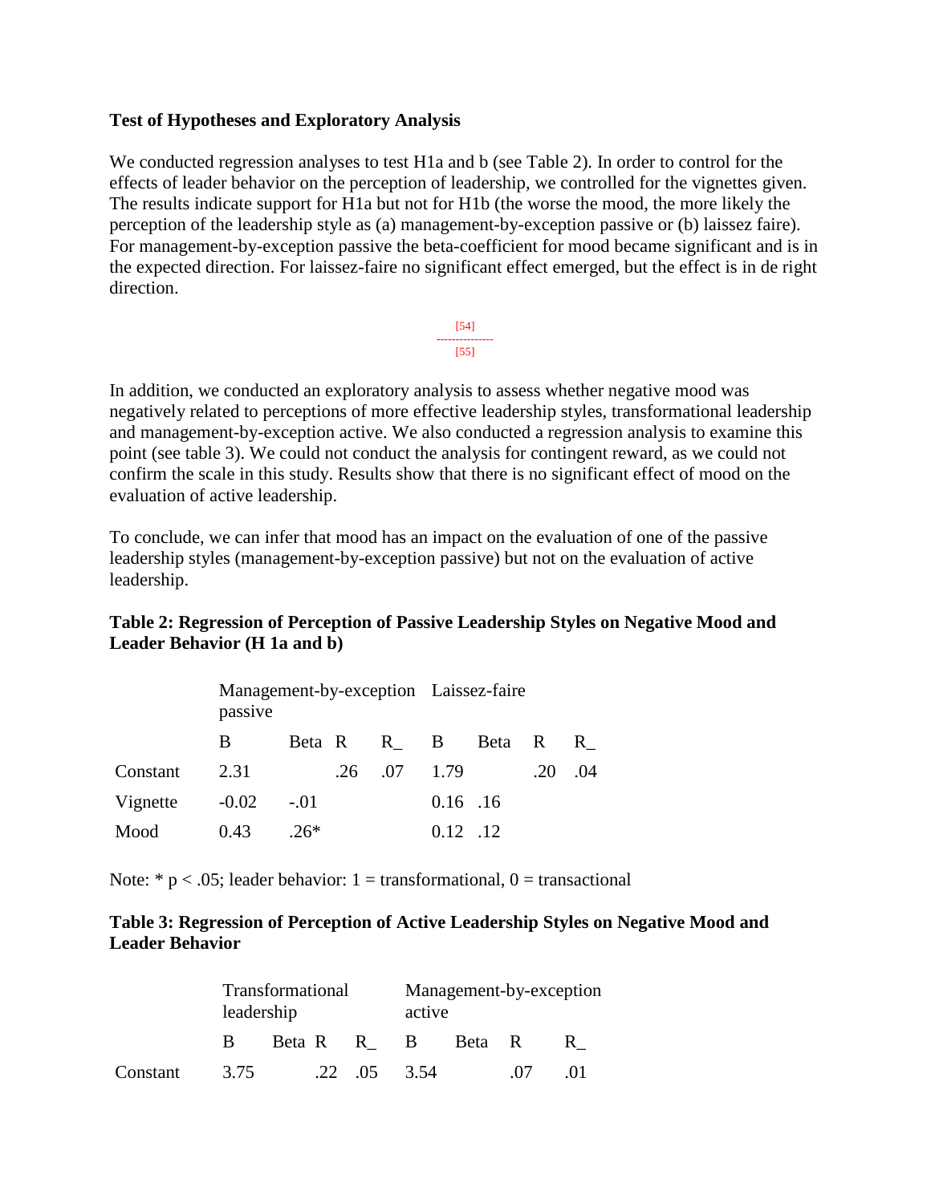**Test of Hypotheses and Exploratory Analysis**

We conducted regression analyses to test H1a and b (see Table 2). In order to control for the effects of leader behavior on the perception of leadership, we controlled for the vignettes given. The results indicate support for H1a but not for H1b (the worse the mood, the more likely the perception of the leadership style as (a) management-by-exception passive or (b) laissez faire). For management-by-exception passive the beta-coefficient for mood became significant and is in the expected direction. For laissez-faire no significant effect emerged, but the effect is in de right direction.

[54]
---------------
[55]

In addition, we conducted an exploratory analysis to assess whether negative mood was negatively related to perceptions of more effective leadership styles, transformational leadership and management-by-exception active. We also conducted a regression analysis to examine this point (see table 3). We could not conduct the analysis for contingent reward, as we could not confirm the scale in this study. Results show that there is no significant effect of mood on the evaluation of active leadership.

To conclude, we can infer that mood has an impact on the evaluation of one of the passive leadership styles (management-by-exception passive) but not on the evaluation of active leadership.

**Table 2: Regression of Perception of Passive Leadership Styles on Negative Mood and Leader Behavior (H 1a and b)**

| | Management-by-exception passive | | | | Laissez-faire | | | |
|---|---|---|---|---|---|---|---|---|
| | B | Beta | R | R_ | B | Beta | R | R_ |
| Constant | 2.31 | | .26 | .07 | 1.79 | | .20 | .04 |
| Vignette | -0.02 | -.01 | | | 0.16 | .16 | | |
| Mood | 0.43 | .26* | | | 0.12 | .12 | | |

Note: * p < .05; leader behavior: 1 = transformational, 0 = transactional

**Table 3: Regression of Perception of Active Leadership Styles on Negative Mood and Leader Behavior**

| | Transformational leadership | | | | Management-by-exception active | | | |
|---|---|---|---|---|---|---|---|---|
| | B | Beta | R | R_ | B | Beta | R | R_ |
| Constant | 3.75 | | .22 | .05 | 3.54 | | .07 | .01 |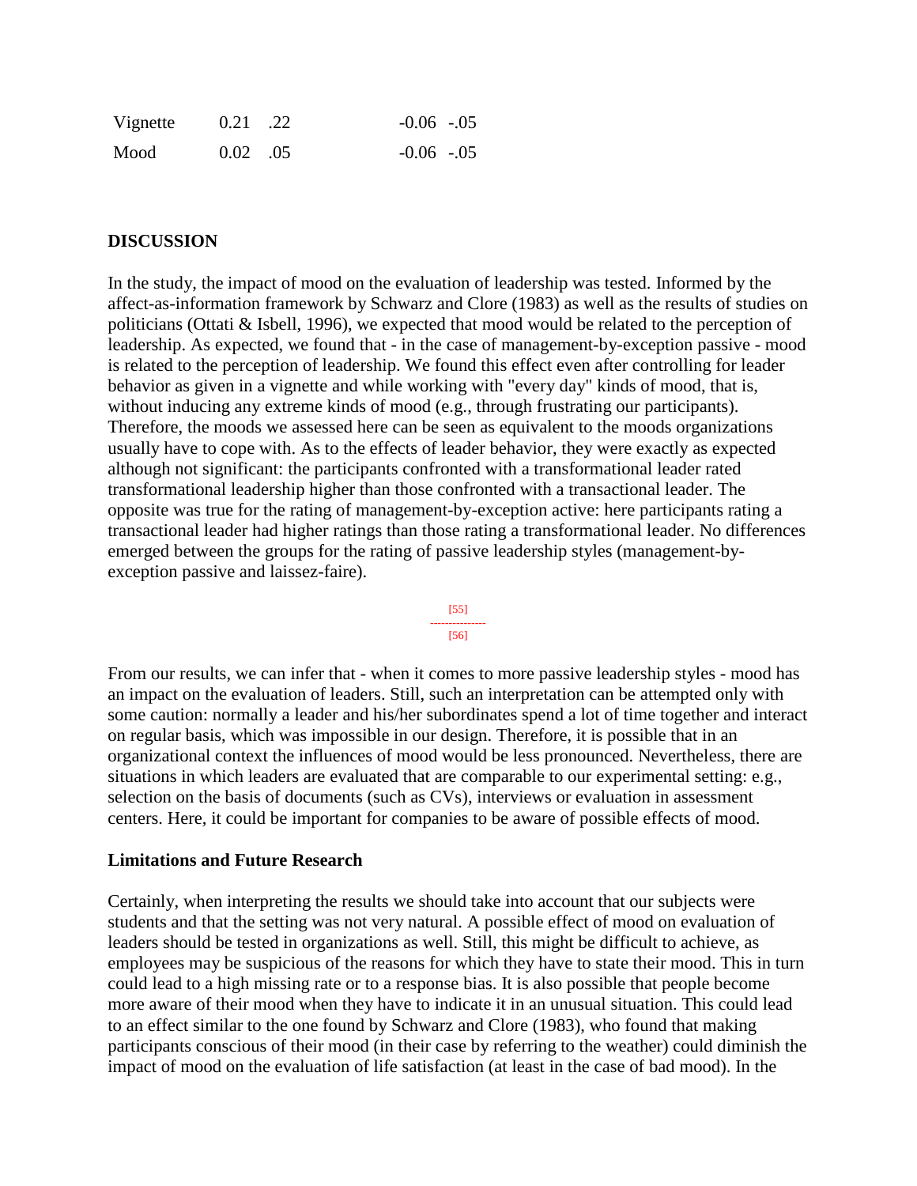| | | | | |
|---|---|---|---|---|
| Vignette | 0.21 | .22 | -0.06 | -.05 |
| Mood | 0.02 | .05 | -0.06 | -.05 |

## DISCUSSION

In the study, the impact of mood on the evaluation of leadership was tested. Informed by the affect-as-information framework by Schwarz and Clore (1983) as well as the results of studies on politicians (Ottati & Isbell, 1996), we expected that mood would be related to the perception of leadership. As expected, we found that - in the case of management-by-exception passive - mood is related to the perception of leadership. We found this effect even after controlling for leader behavior as given in a vignette and while working with "every day" kinds of mood, that is, without inducing any extreme kinds of mood (e.g., through frustrating our participants). Therefore, the moods we assessed here can be seen as equivalent to the moods organizations usually have to cope with. As to the effects of leader behavior, they were exactly as expected although not significant: the participants confronted with a transformational leader rated transformational leadership higher than those confronted with a transactional leader. The opposite was true for the rating of management-by-exception active: here participants rating a transactional leader had higher ratings than those rating a transformational leader. No differences emerged between the groups for the rating of passive leadership styles (management-by-exception passive and laissez-faire).

[55]
---
[56]

From our results, we can infer that - when it comes to more passive leadership styles - mood has an impact on the evaluation of leaders. Still, such an interpretation can be attempted only with some caution: normally a leader and his/her subordinates spend a lot of time together and interact on regular basis, which was impossible in our design. Therefore, it is possible that in an organizational context the influences of mood would be less pronounced. Nevertheless, there are situations in which leaders are evaluated that are comparable to our experimental setting: e.g., selection on the basis of documents (such as CVs), interviews or evaluation in assessment centers. Here, it could be important for companies to be aware of possible effects of mood.

### Limitations and Future Research

Certainly, when interpreting the results we should take into account that our subjects were students and that the setting was not very natural. A possible effect of mood on evaluation of leaders should be tested in organizations as well. Still, this might be difficult to achieve, as employees may be suspicious of the reasons for which they have to state their mood. This in turn could lead to a high missing rate or to a response bias. It is also possible that people become more aware of their mood when they have to indicate it in an unusual situation. This could lead to an effect similar to the one found by Schwarz and Clore (1983), who found that making participants conscious of their mood (in their case by referring to the weather) could diminish the impact of mood on the evaluation of life satisfaction (at least in the case of bad mood). In the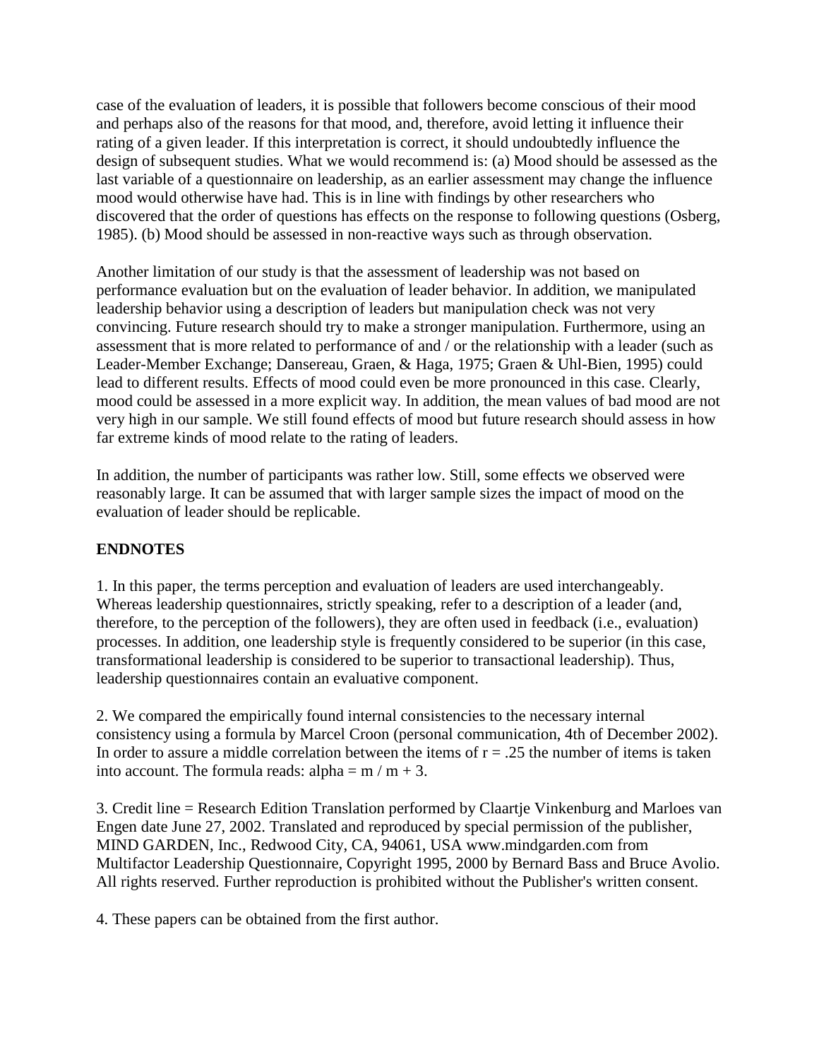case of the evaluation of leaders, it is possible that followers become conscious of their mood and perhaps also of the reasons for that mood, and, therefore, avoid letting it influence their rating of a given leader. If this interpretation is correct, it should undoubtedly influence the design of subsequent studies. What we would recommend is: (a) Mood should be assessed as the last variable of a questionnaire on leadership, as an earlier assessment may change the influence mood would otherwise have had. This is in line with findings by other researchers who discovered that the order of questions has effects on the response to following questions (Osberg, 1985). (b) Mood should be assessed in non-reactive ways such as through observation.

Another limitation of our study is that the assessment of leadership was not based on performance evaluation but on the evaluation of leader behavior. In addition, we manipulated leadership behavior using a description of leaders but manipulation check was not very convincing. Future research should try to make a stronger manipulation. Furthermore, using an assessment that is more related to performance of and / or the relationship with a leader (such as Leader-Member Exchange; Dansereau, Graen, & Haga, 1975; Graen & Uhl-Bien, 1995) could lead to different results. Effects of mood could even be more pronounced in this case. Clearly, mood could be assessed in a more explicit way. In addition, the mean values of bad mood are not very high in our sample. We still found effects of mood but future research should assess in how far extreme kinds of mood relate to the rating of leaders.

In addition, the number of participants was rather low. Still, some effects we observed were reasonably large. It can be assumed that with larger sample sizes the impact of mood on the evaluation of leader should be replicable.

## ENDNOTES

1. In this paper, the terms perception and evaluation of leaders are used interchangeably. Whereas leadership questionnaires, strictly speaking, refer to a description of a leader (and, therefore, to the perception of the followers), they are often used in feedback (i.e., evaluation) processes. In addition, one leadership style is frequently considered to be superior (in this case, transformational leadership is considered to be superior to transactional leadership). Thus, leadership questionnaires contain an evaluative component.

2. We compared the empirically found internal consistencies to the necessary internal consistency using a formula by Marcel Croon (personal communication, 4th of December 2002). In order to assure a middle correlation between the items of $r = .25$ the number of items is taken into account. The formula reads: $\alpha = m / m + 3$.

3. Credit line = Research Edition Translation performed by Claartje Vinkenburg and Marloes van Engen date June 27, 2002. Translated and reproduced by special permission of the publisher, MIND GARDEN, Inc., Redwood City, CA, 94061, USA www.mindgarden.com from Multifactor Leadership Questionnaire, Copyright 1995, 2000 by Bernard Bass and Bruce Avolio. All rights reserved. Further reproduction is prohibited without the Publisher's written consent.

4. These papers can be obtained from the first author.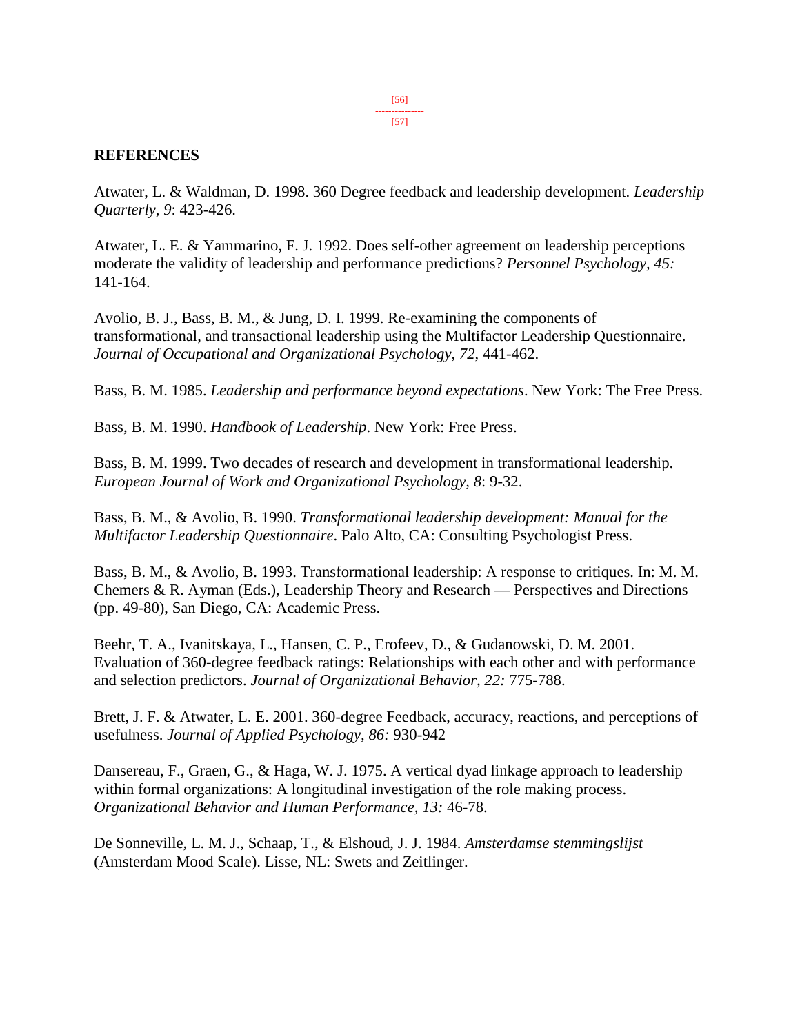## REFERENCES

Atwater, L. & Waldman, D. 1998. 360 Degree feedback and leadership development. *Leadership Quarterly, 9*: 423-426.

Atwater, L. E. & Yammarino, F. J. 1992. Does self-other agreement on leadership perceptions moderate the validity of leadership and performance predictions? *Personnel Psychology, 45:* 141-164.

Avolio, B. J., Bass, B. M., & Jung, D. I. 1999. Re-examining the components of transformational, and transactional leadership using the Multifactor Leadership Questionnaire. *Journal of Occupational and Organizational Psychology, 72*, 441-462.

Bass, B. M. 1985. *Leadership and performance beyond expectations*. New York: The Free Press.

Bass, B. M. 1990. *Handbook of Leadership*. New York: Free Press.

Bass, B. M. 1999. Two decades of research and development in transformational leadership. *European Journal of Work and Organizational Psychology, 8*: 9-32.

Bass, B. M., & Avolio, B. 1990. *Transformational leadership development: Manual for the Multifactor Leadership Questionnaire*. Palo Alto, CA: Consulting Psychologist Press.

Bass, B. M., & Avolio, B. 1993. Transformational leadership: A response to critiques. In: M. M. Chemers & R. Ayman (Eds.), Leadership Theory and Research — Perspectives and Directions (pp. 49-80), San Diego, CA: Academic Press.

Beehr, T. A., Ivanitskaya, L., Hansen, C. P., Erofeev, D., & Gudanowski, D. M. 2001. Evaluation of 360-degree feedback ratings: Relationships with each other and with performance and selection predictors. *Journal of Organizational Behavior, 22:* 775-788.

Brett, J. F. & Atwater, L. E. 2001. 360-degree Feedback, accuracy, reactions, and perceptions of usefulness. *Journal of Applied Psychology, 86:* 930-942

Dansereau, F., Graen, G., & Haga, W. J. 1975. A vertical dyad linkage approach to leadership within formal organizations: A longitudinal investigation of the role making process. *Organizational Behavior and Human Performance, 13:* 46-78.

De Sonneville, L. M. J., Schaap, T., & Elshoud, J. J. 1984. *Amsterdamse stemmingslijst* (Amsterdam Mood Scale). Lisse, NL: Swets and Zeitlinger.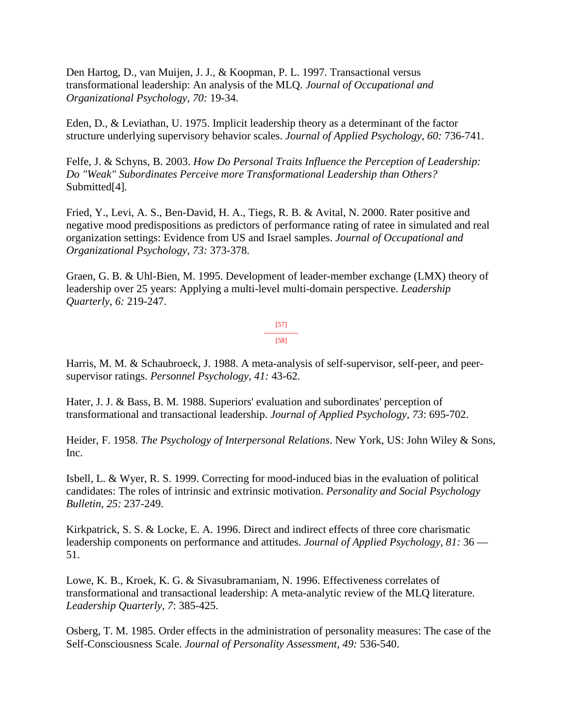Den Hartog, D., van Muijen, J. J., & Koopman, P. L. 1997. Transactional versus transformational leadership: An analysis of the MLQ. *Journal of Occupational and Organizational Psychology, 70:* 19-34.

Eden, D., & Leviathan, U. 1975. Implicit leadership theory as a determinant of the factor structure underlying supervisory behavior scales. *Journal of Applied Psychology, 60:* 736-741.

Felfe, J. & Schyns, B. 2003. *How Do Personal Traits Influence the Perception of Leadership: Do "Weak" Subordinates Perceive more Transformational Leadership than Others?* Submitted[4].

Fried, Y., Levi, A. S., Ben-David, H. A., Tiegs, R. B. & Avital, N. 2000. Rater positive and negative mood predispositions as predictors of performance rating of ratee in simulated and real organization settings: Evidence from US and Israel samples. *Journal of Occupational and Organizational Psychology, 73:* 373-378.

Graen, G. B. & Uhl-Bien, M. 1995. Development of leader-member exchange (LMX) theory of leadership over 25 years: Applying a multi-level multi-domain perspective. *Leadership Quarterly, 6:* 219-247.

[57]
---------------
[58]

Harris, M. M. & Schaubroeck, J. 1988. A meta-analysis of self-supervisor, self-peer, and peer-supervisor ratings. *Personnel Psychology, 41:* 43-62.

Hater, J. J. & Bass, B. M. 1988. Superiors' evaluation and subordinates' perception of transformational and transactional leadership. *Journal of Applied Psychology, 73*: 695-702.

Heider, F. 1958. *The Psychology of Interpersonal Relations*. New York, US: John Wiley & Sons, Inc.

Isbell, L. & Wyer, R. S. 1999. Correcting for mood-induced bias in the evaluation of political candidates: The roles of intrinsic and extrinsic motivation. *Personality and Social Psychology Bulletin, 25:* 237-249.

Kirkpatrick, S. S. & Locke, E. A. 1996. Direct and indirect effects of three core charismatic leadership components on performance and attitudes. *Journal of Applied Psychology, 81:* 36 — 51.

Lowe, K. B., Kroek, K. G. & Sivasubramaniam, N. 1996. Effectiveness correlates of transformational and transactional leadership: A meta-analytic review of the MLQ literature. *Leadership Quarterly, 7*: 385-425.

Osberg, T. M. 1985. Order effects in the administration of personality measures: The case of the Self-Consciousness Scale. *Journal of Personality Assessment, 49:* 536-540.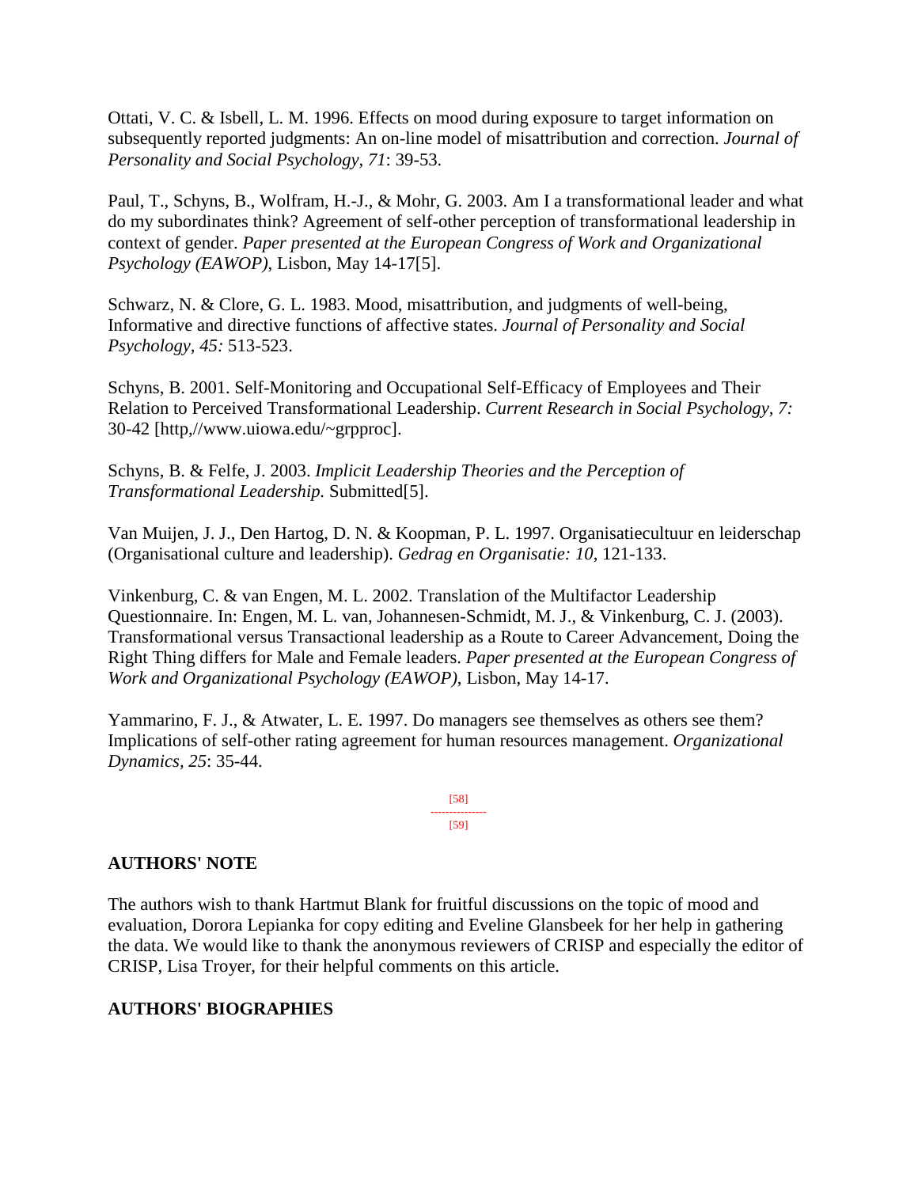Ottati, V. C. & Isbell, L. M. 1996. Effects on mood during exposure to target information on subsequently reported judgments: An on-line model of misattribution and correction. *Journal of Personality and Social Psychology, 71*: 39-53.

Paul, T., Schyns, B., Wolfram, H.-J., & Mohr, G. 2003. Am I a transformational leader and what do my subordinates think? Agreement of self-other perception of transformational leadership in context of gender. *Paper presented at the European Congress of Work and Organizational Psychology (EAWOP)*, Lisbon, May 14-17[5].

Schwarz, N. & Clore, G. L. 1983. Mood, misattribution, and judgments of well-being, Informative and directive functions of affective states. *Journal of Personality and Social Psychology, 45:* 513-523.

Schyns, B. 2001. Self-Monitoring and Occupational Self-Efficacy of Employees and Their Relation to Perceived Transformational Leadership. *Current Research in Social Psychology, 7:* 30-42 [http,//www.uiowa.edu/~grpproc].

Schyns, B. & Felfe, J. 2003. *Implicit Leadership Theories and the Perception of Transformational Leadership.* Submitted[5].

Van Muijen, J. J., Den Hartog, D. N. & Koopman, P. L. 1997. Organisatiecultuur en leiderschap (Organisational culture and leadership). *Gedrag en Organisatie: 10*, 121-133.

Vinkenburg, C. & van Engen, M. L. 2002. Translation of the Multifactor Leadership Questionnaire. In: Engen, M. L. van, Johannesen-Schmidt, M. J., & Vinkenburg, C. J. (2003). Transformational versus Transactional leadership as a Route to Career Advancement, Doing the Right Thing differs for Male and Female leaders. *Paper presented at the European Congress of Work and Organizational Psychology (EAWOP)*, Lisbon, May 14-17.

Yammarino, F. J., & Atwater, L. E. 1997. Do managers see themselves as others see them? Implications of self-other rating agreement for human resources management. *Organizational Dynamics, 25*: 35-44.

## AUTHORS' NOTE

The authors wish to thank Hartmut Blank for fruitful discussions on the topic of mood and evaluation, Dorora Lepianka for copy editing and Eveline Glansbeek for her help in gathering the data. We would like to thank the anonymous reviewers of CRISP and especially the editor of CRISP, Lisa Troyer, for their helpful comments on this article.

## AUTHORS' BIOGRAPHIES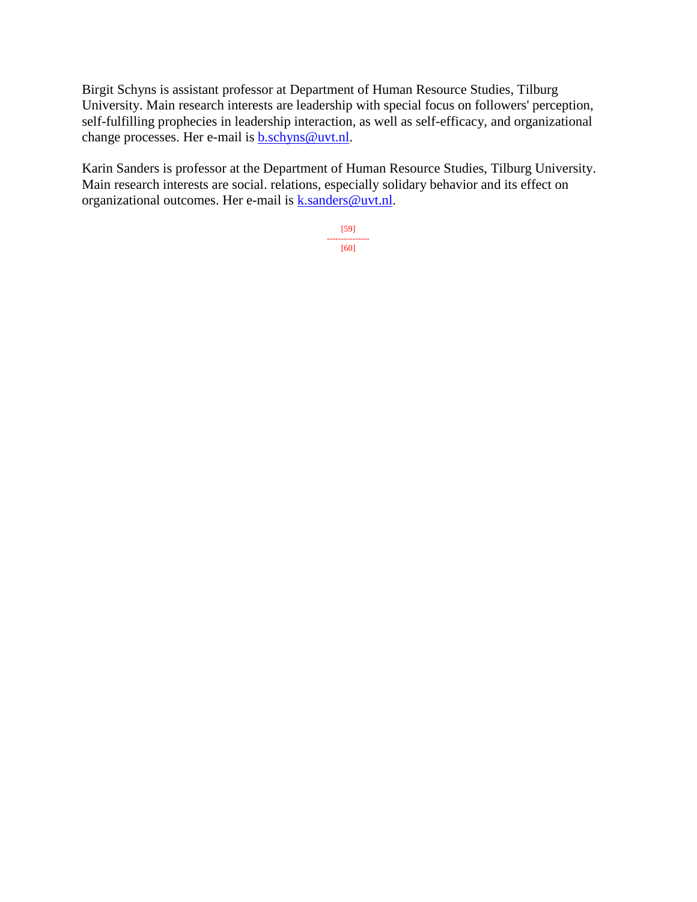Birgit Schyns is assistant professor at Department of Human Resource Studies, Tilburg University. Main research interests are leadership with special focus on followers' perception, self-fulfilling prophecies in leadership interaction, as well as self-efficacy, and organizational change processes. Her e-mail is b.schyns@uvt.nl.

Karin Sanders is professor at the Department of Human Resource Studies, Tilburg University. Main research interests are social. relations, especially solidary behavior and its effect on organizational outcomes. Her e-mail is k.sanders@uvt.nl.